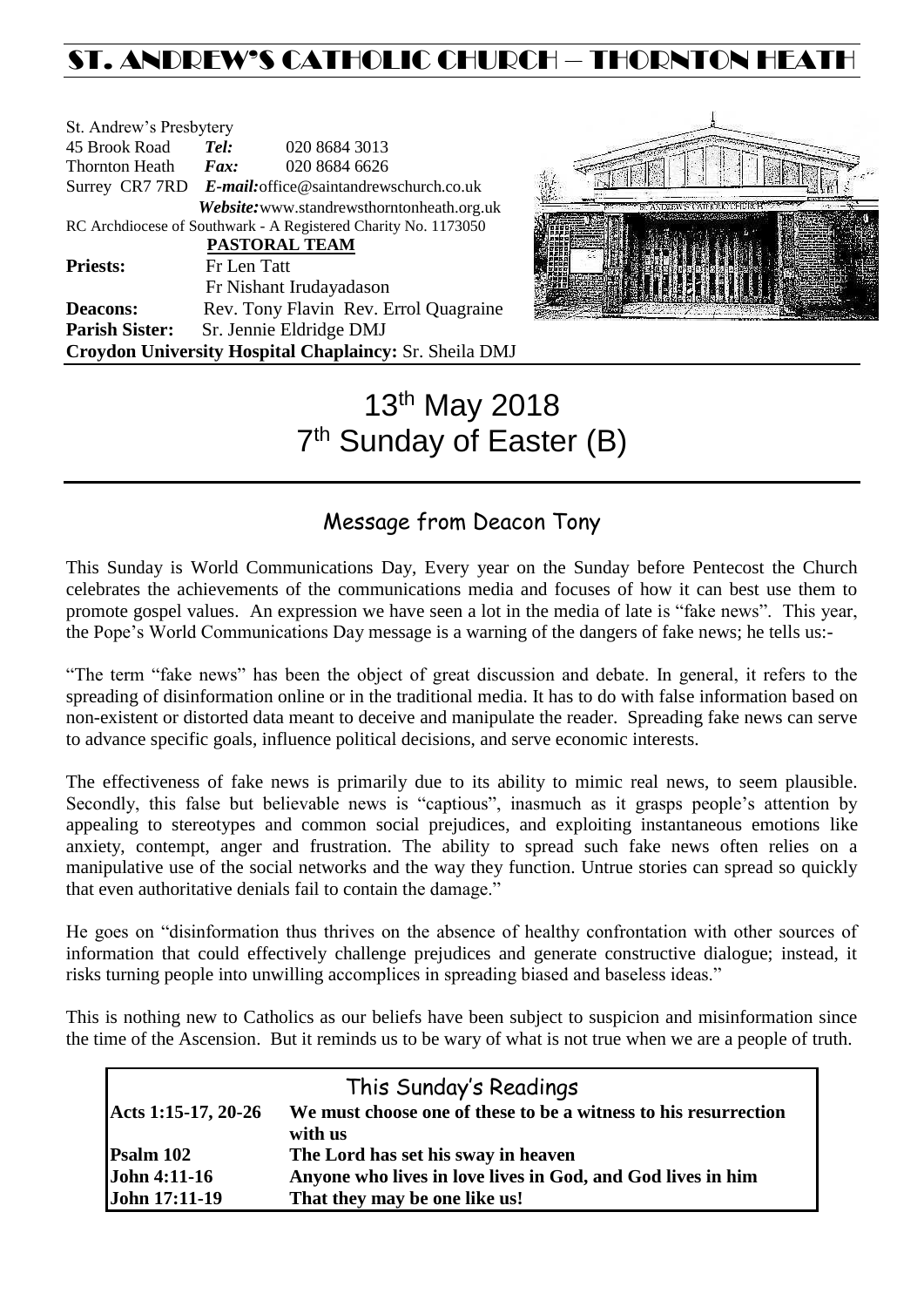# ST. ANDREW'S CATHOLIC CHURCH – THORNTON HEATH

St. Andrew's Presbytery
45 Brook Road **Tel:** 020 8684 3013
Thornton Heath **Fax:** 020 8684 6626
Surrey CR7 7RD ***E-mail:***office@saintandrewschurch.co.uk
***Website:***www.standrewsthorntonheath.org.uk
RC Archdiocese of Southwark - A Registered Charity No. 1173050

**PASTORAL TEAM**

**Priests:** Fr Len Tatt
Fr Nishant Irudayadason
**Deacons:** Rev. Tony Flavin Rev. Errol Quagraine
**Parish Sister:** Sr. Jennie Eldridge DMJ
**Croydon University Hospital Chaplaincy:** Sr. Sheila DMJ

# 13th May 2018
# 7th Sunday of Easter (B)

## Message from Deacon Tony

This Sunday is World Communications Day, Every year on the Sunday before Pentecost the Church celebrates the achievements of the communications media and focuses of how it can best use them to promote gospel values. An expression we have seen a lot in the media of late is "fake news". This year, the Pope's World Communications Day message is a warning of the dangers of fake news; he tells us:-

"The term "fake news" has been the object of great discussion and debate. In general, it refers to the spreading of disinformation online or in the traditional media. It has to do with false information based on non-existent or distorted data meant to deceive and manipulate the reader. Spreading fake news can serve to advance specific goals, influence political decisions, and serve economic interests.

The effectiveness of fake news is primarily due to its ability to mimic real news, to seem plausible. Secondly, this false but believable news is "captious", inasmuch as it grasps people's attention by appealing to stereotypes and common social prejudices, and exploiting instantaneous emotions like anxiety, contempt, anger and frustration. The ability to spread such fake news often relies on a manipulative use of the social networks and the way they function. Untrue stories can spread so quickly that even authoritative denials fail to contain the damage."

He goes on "disinformation thus thrives on the absence of healthy confrontation with other sources of information that could effectively challenge prejudices and generate constructive dialogue; instead, it risks turning people into unwilling accomplices in spreading biased and baseless ideas."

This is nothing new to Catholics as our beliefs have been subject to suspicion and misinformation since the time of the Ascension. But it reminds us to be wary of what is not true when we are a people of truth.

## This Sunday's Readings

| | |
|---|---|
| **Acts 1:15-17, 20-26** | **We must choose one of these to be a witness to his resurrection with us** |
| **Psalm 102** | **The Lord has set his sway in heaven** |
| **John 4:11-16** | **Anyone who lives in love lives in God, and God lives in him** |
| **John 17:11-19** | **That they may be one like us!** |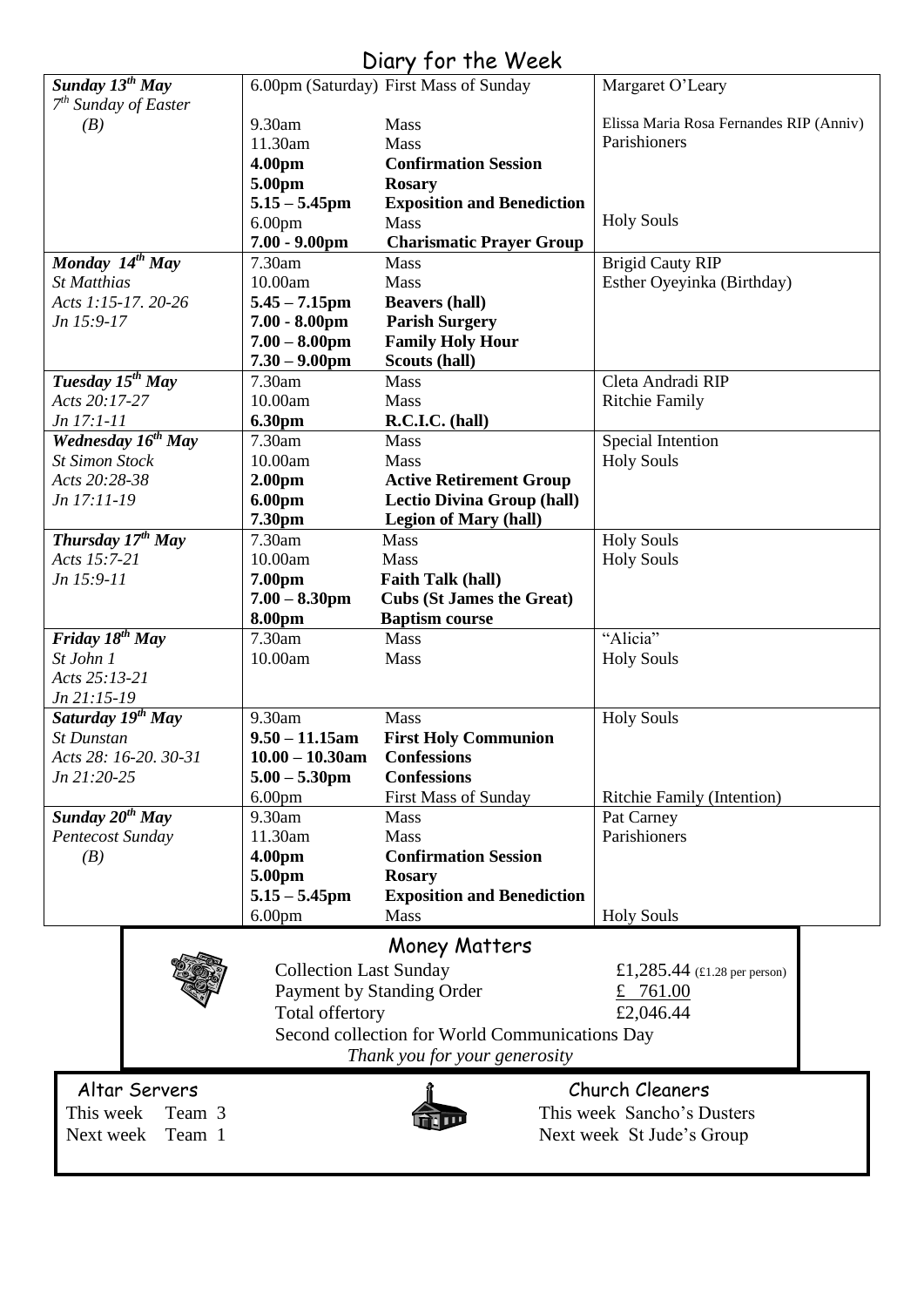# Diary for the Week

| | | | |
|---|---|---|---|
| ***Sunday 13th May*** | 6.00pm (Saturday) | First Mass of Sunday | Margaret O'Leary |
| *7th Sunday of Easter* | | | |
| *(B)* | 9.30am | Mass | Elissa Maria Rosa Fernandes RIP (Anniv) |
| | 11.30am | Mass | Parishioners |
| | **4.00pm** | **Confirmation Session** | |
| | **5.00pm** | **Rosary** | |
| | **5.15 – 5.45pm** | **Exposition and Benediction** | |
| | 6.00pm | Mass | Holy Souls |
| | **7.00 - 9.00pm** | **Charismatic Prayer Group** | |
| ***Monday 14th May*** | 7.30am | Mass | Brigid Cauty RIP |
| *St Matthias* | 10.00am | Mass | Esther Oyeyinka (Birthday) |
| *Acts 1:15-17. 20-26* | **5.45 – 7.15pm** | **Beavers (hall)** | |
| *Jn 15:9-17* | **7.00 - 8.00pm** | **Parish Surgery** | |
| | **7.00 – 8.00pm** | **Family Holy Hour** | |
| | **7.30 – 9.00pm** | **Scouts (hall)** | |
| ***Tuesday 15th May*** | 7.30am | Mass | Cleta Andradi RIP |
| *Acts 20:17-27* | 10.00am | Mass | Ritchie Family |
| *Jn 17:1-11* | **6.30pm** | **R.C.I.C. (hall)** | |
| ***Wednesday 16th May*** | 7.30am | Mass | Special Intention |
| *St Simon Stock* | 10.00am | Mass | Holy Souls |
| *Acts 20:28-38* | **2.00pm** | **Active Retirement Group** | |
| *Jn 17:11-19* | **6.00pm** | **Lectio Divina Group (hall)** | |
| | **7.30pm** | **Legion of Mary (hall)** | |
| ***Thursday 17th May*** | 7.30am | Mass | Holy Souls |
| *Acts 15:7-21* | 10.00am | Mass | Holy Souls |
| *Jn 15:9-11* | **7.00pm** | **Faith Talk (hall)** | |
| | **7.00 – 8.30pm** | **Cubs (St James the Great)** | |
| | **8.00pm** | **Baptism course** | |
| ***Friday 18th May*** | 7.30am | Mass | "Alicia" |
| *St John 1* | 10.00am | Mass | Holy Souls |
| *Acts 25:13-21* | | | |
| *Jn 21:15-19* | | | |
| ***Saturday 19th May*** | 9.30am | Mass | Holy Souls |
| *St Dunstan* | **9.50 – 11.15am** | **First Holy Communion** | |
| *Acts 28: 16-20. 30-31* | **10.00 – 10.30am** | **Confessions** | |
| *Jn 21:20-25* | **5.00 – 5.30pm** | **Confessions** | |
| | 6.00pm | First Mass of Sunday | Ritchie Family (Intention) |
| ***Sunday 20th May*** | 9.30am | Mass | Pat Carney |
| *Pentecost Sunday* | 11.30am | Mass | Parishioners |
| *(B)* | **4.00pm** | **Confirmation Session** | |
| | **5.00pm** | **Rosary** | |
| | **5.15 – 5.45pm** | **Exposition and Benediction** | |
| | 6.00pm | Mass | Holy Souls |

## Money Matters

| | |
|---|---|
| Collection Last Sunday | £1,285.44 (£1.28 per person) |
| Payment by Standing Order | £ 761.00 |
| Total offertory | £2,046.44 |

Second collection for World Communications Day

*Thank you for your generosity*

## Altar Servers

This week Team 3

Next week Team 1

## Church Cleaners

This week Sancho's Dusters

Next week St Jude's Group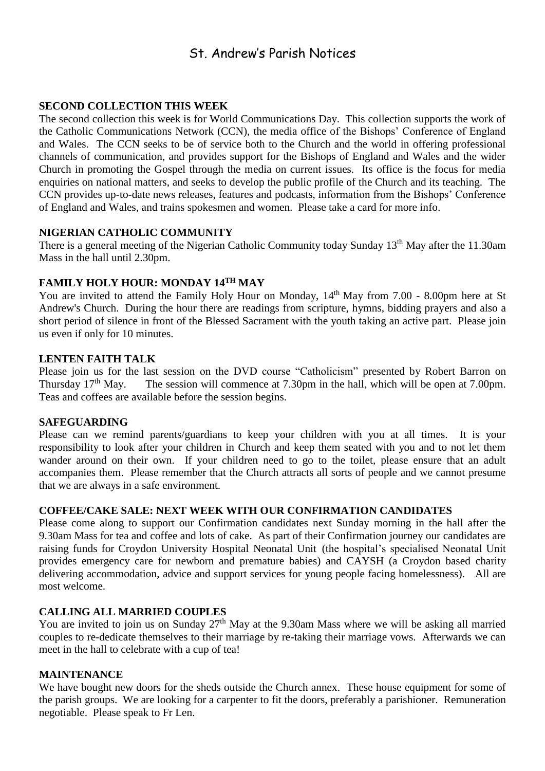# St. Andrew's Parish Notices

**SECOND COLLECTION THIS WEEK**

The second collection this week is for World Communications Day. This collection supports the work of the Catholic Communications Network (CCN), the media office of the Bishops' Conference of England and Wales. The CCN seeks to be of service both to the Church and the world in offering professional channels of communication, and provides support for the Bishops of England and Wales and the wider Church in promoting the Gospel through the media on current issues. Its office is the focus for media enquiries on national matters, and seeks to develop the public profile of the Church and its teaching. The CCN provides up-to-date news releases, features and podcasts, information from the Bishops' Conference of England and Wales, and trains spokesmen and women. Please take a card for more info.

**NIGERIAN CATHOLIC COMMUNITY**

There is a general meeting of the Nigerian Catholic Community today Sunday 13th May after the 11.30am Mass in the hall until 2.30pm.

**FAMILY HOLY HOUR: MONDAY 14TH MAY**

You are invited to attend the Family Holy Hour on Monday, 14th May from 7.00 - 8.00pm here at St Andrew's Church. During the hour there are readings from scripture, hymns, bidding prayers and also a short period of silence in front of the Blessed Sacrament with the youth taking an active part. Please join us even if only for 10 minutes.

**LENTEN FAITH TALK**

Please join us for the last session on the DVD course "Catholicism" presented by Robert Barron on Thursday 17th May. The session will commence at 7.30pm in the hall, which will be open at 7.00pm. Teas and coffees are available before the session begins.

**SAFEGUARDING**

Please can we remind parents/guardians to keep your children with you at all times. It is your responsibility to look after your children in Church and keep them seated with you and to not let them wander around on their own. If your children need to go to the toilet, please ensure that an adult accompanies them. Please remember that the Church attracts all sorts of people and we cannot presume that we are always in a safe environment.

**COFFEE/CAKE SALE: NEXT WEEK WITH OUR CONFIRMATION CANDIDATES**

Please come along to support our Confirmation candidates next Sunday morning in the hall after the 9.30am Mass for tea and coffee and lots of cake. As part of their Confirmation journey our candidates are raising funds for Croydon University Hospital Neonatal Unit (the hospital's specialised Neonatal Unit provides emergency care for newborn and premature babies) and CAYSH (a Croydon based charity delivering accommodation, advice and support services for young people facing homelessness). All are most welcome.

**CALLING ALL MARRIED COUPLES**

You are invited to join us on Sunday 27th May at the 9.30am Mass where we will be asking all married couples to re-dedicate themselves to their marriage by re-taking their marriage vows. Afterwards we can meet in the hall to celebrate with a cup of tea!

**MAINTENANCE**

We have bought new doors for the sheds outside the Church annex. These house equipment for some of the parish groups. We are looking for a carpenter to fit the doors, preferably a parishioner. Remuneration negotiable. Please speak to Fr Len.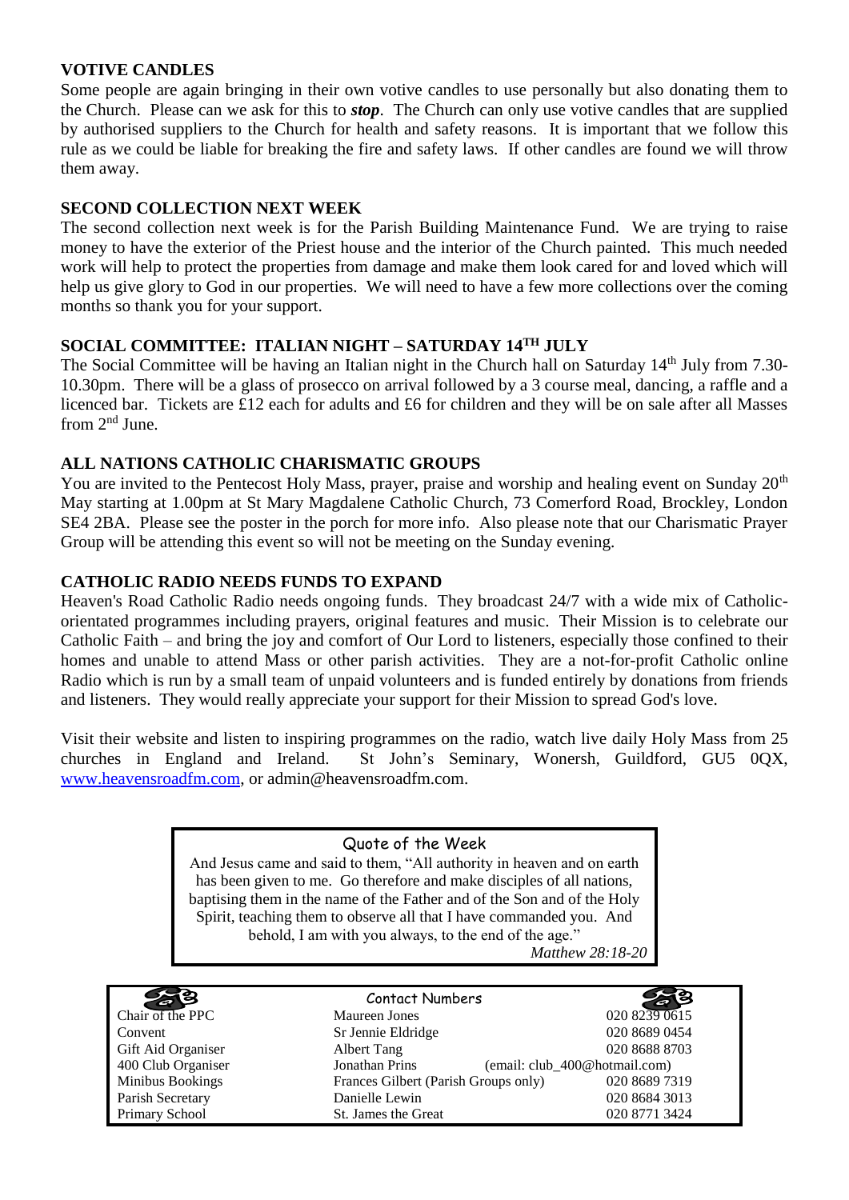**VOTIVE CANDLES**

Some people are again bringing in their own votive candles to use personally but also donating them to the Church. Please can we ask for this to ***stop***. The Church can only use votive candles that are supplied by authorised suppliers to the Church for health and safety reasons. It is important that we follow this rule as we could be liable for breaking the fire and safety laws. If other candles are found we will throw them away.

**SECOND COLLECTION NEXT WEEK**

The second collection next week is for the Parish Building Maintenance Fund. We are trying to raise money to have the exterior of the Priest house and the interior of the Church painted. This much needed work will help to protect the properties from damage and make them look cared for and loved which will help us give glory to God in our properties. We will need to have a few more collections over the coming months so thank you for your support.

**SOCIAL COMMITTEE: ITALIAN NIGHT – SATURDAY 14TH JULY**

The Social Committee will be having an Italian night in the Church hall on Saturday 14th July from 7.30-10.30pm. There will be a glass of prosecco on arrival followed by a 3 course meal, dancing, a raffle and a licenced bar. Tickets are £12 each for adults and £6 for children and they will be on sale after all Masses from 2nd June.

**ALL NATIONS CATHOLIC CHARISMATIC GROUPS**

You are invited to the Pentecost Holy Mass, prayer, praise and worship and healing event on Sunday 20th May starting at 1.00pm at St Mary Magdalene Catholic Church, 73 Comerford Road, Brockley, London SE4 2BA. Please see the poster in the porch for more info. Also please note that our Charismatic Prayer Group will be attending this event so will not be meeting on the Sunday evening.

**CATHOLIC RADIO NEEDS FUNDS TO EXPAND**

Heaven's Road Catholic Radio needs ongoing funds. They broadcast 24/7 with a wide mix of Catholic-orientated programmes including prayers, original features and music. Their Mission is to celebrate our Catholic Faith – and bring the joy and comfort of Our Lord to listeners, especially those confined to their homes and unable to attend Mass or other parish activities. They are a not-for-profit Catholic online Radio which is run by a small team of unpaid volunteers and is funded entirely by donations from friends and listeners. They would really appreciate your support for their Mission to spread God's love.

Visit their website and listen to inspiring programmes on the radio, watch live daily Holy Mass from 25 churches in England and Ireland. St John's Seminary, Wonersh, Guildford, GU5 0QX, www.heavensroadfm.com, or admin@heavensroadfm.com.

Quote of the Week

And Jesus came and said to them, "All authority in heaven and on earth has been given to me. Go therefore and make disciples of all nations, baptising them in the name of the Father and of the Son and of the Holy Spirit, teaching them to observe all that I have commanded you. And behold, I am with you always, to the end of the age."

*Matthew 28:18-20*

Contact Numbers

| | | |
|---|---|---|
| Chair of the PPC | Maureen Jones | 020 8239 0615 |
| Convent | Sr Jennie Eldridge | 020 8689 0454 |
| Gift Aid Organiser | Albert Tang | 020 8688 8703 |
| 400 Club Organiser | Jonathan Prins | (email: club_400@hotmail.com) |
| Minibus Bookings | Frances Gilbert (Parish Groups only) | 020 8689 7319 |
| Parish Secretary | Danielle Lewin | 020 8684 3013 |
| Primary School | St. James the Great | 020 8771 3424 |